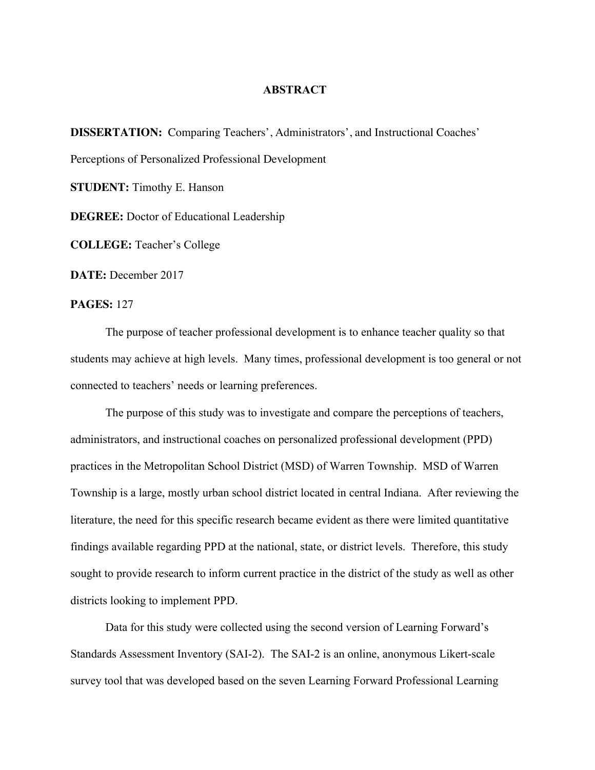# ABSTRACT

**DISSERTATION:** Comparing Teachers', Administrators', and Instructional Coaches' Perceptions of Personalized Professional Development

**STUDENT:** Timothy E. Hanson

**DEGREE:** Doctor of Educational Leadership

**COLLEGE:** Teacher's College

**DATE:** December 2017

**PAGES:** 127

The purpose of teacher professional development is to enhance teacher quality so that students may achieve at high levels. Many times, professional development is too general or not connected to teachers' needs or learning preferences.

The purpose of this study was to investigate and compare the perceptions of teachers, administrators, and instructional coaches on personalized professional development (PPD) practices in the Metropolitan School District (MSD) of Warren Township. MSD of Warren Township is a large, mostly urban school district located in central Indiana. After reviewing the literature, the need for this specific research became evident as there were limited quantitative findings available regarding PPD at the national, state, or district levels. Therefore, this study sought to provide research to inform current practice in the district of the study as well as other districts looking to implement PPD.

Data for this study were collected using the second version of Learning Forward's Standards Assessment Inventory (SAI-2). The SAI-2 is an online, anonymous Likert-scale survey tool that was developed based on the seven Learning Forward Professional Learning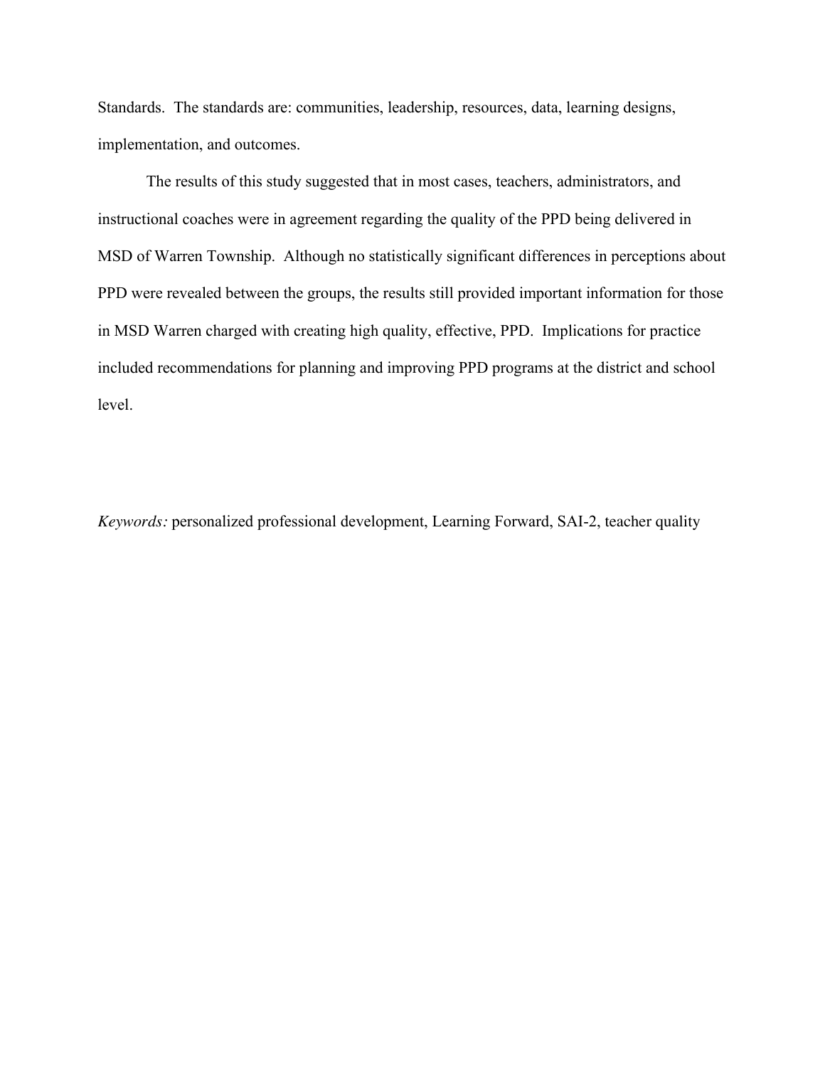Standards. The standards are: communities, leadership, resources, data, learning designs, implementation, and outcomes.

The results of this study suggested that in most cases, teachers, administrators, and instructional coaches were in agreement regarding the quality of the PPD being delivered in MSD of Warren Township. Although no statistically significant differences in perceptions about PPD were revealed between the groups, the results still provided important information for those in MSD Warren charged with creating high quality, effective, PPD. Implications for practice included recommendations for planning and improving PPD programs at the district and school level.

*Keywords:* personalized professional development, Learning Forward, SAI-2, teacher quality